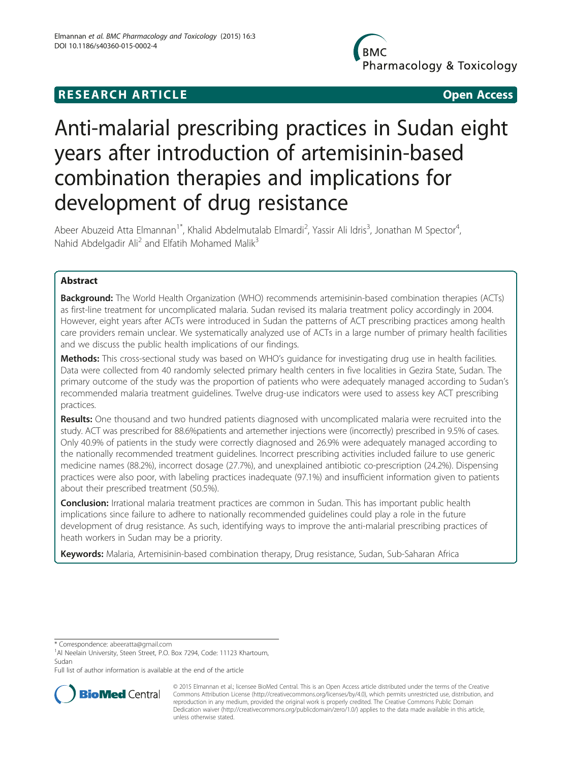**RESEARCH ARTICLE** **Open Access**

# Anti-malarial prescribing practices in Sudan eight years after introduction of artemisinin-based combination therapies and implications for development of drug resistance

Abeer Abuzeid Atta Elmannan[1*], Khalid Abdelmutalab Elmardi[2], Yassir Ali Idris[3], Jonathan M Spector[4], Nahid Abdelgadir Ali[2] and Elfatih Mohamed Malik[3]

## Abstract

**Background:** The World Health Organization (WHO) recommends artemisinin-based combination therapies (ACTs) as first-line treatment for uncomplicated malaria. Sudan revised its malaria treatment policy accordingly in 2004. However, eight years after ACTs were introduced in Sudan the patterns of ACT prescribing practices among health care providers remain unclear. We systematically analyzed use of ACTs in a large number of primary health facilities and we discuss the public health implications of our findings.

**Methods:** This cross-sectional study was based on WHO's guidance for investigating drug use in health facilities. Data were collected from 40 randomly selected primary health centers in five localities in Gezira State, Sudan. The primary outcome of the study was the proportion of patients who were adequately managed according to Sudan's recommended malaria treatment guidelines. Twelve drug-use indicators were used to assess key ACT prescribing practices.

**Results:** One thousand and two hundred patients diagnosed with uncomplicated malaria were recruited into the study. ACT was prescribed for 88.6%patients and artemether injections were (incorrectly) prescribed in 9.5% of cases. Only 40.9% of patients in the study were correctly diagnosed and 26.9% were adequately managed according to the nationally recommended treatment guidelines. Incorrect prescribing activities included failure to use generic medicine names (88.2%), incorrect dosage (27.7%), and unexplained antibiotic co-prescription (24.2%). Dispensing practices were also poor, with labeling practices inadequate (97.1%) and insufficient information given to patients about their prescribed treatment (50.5%).

**Conclusion:** Irrational malaria treatment practices are common in Sudan. This has important public health implications since failure to adhere to nationally recommended guidelines could play a role in the future development of drug resistance. As such, identifying ways to improve the anti-malarial prescribing practices of heath workers in Sudan may be a priority.

**Keywords:** Malaria, Artemisinin-based combination therapy, Drug resistance, Sudan, Sub-Saharan Africa

---

\* Correspondence: abeeratta@gmail.com

[1]Al Neelain University, Steen Street, P.O. Box 7294, Code: 11123 Khartoum, Sudan

Full list of author information is available at the end of the article

© 2015 Elmannan et al.; licensee BioMed Central. This is an Open Access article distributed under the terms of the Creative Commons Attribution License (http://creativecommons.org/licenses/by/4.0), which permits unrestricted use, distribution, and reproduction in any medium, provided the original work is properly credited. The Creative Commons Public Domain Dedication waiver (http://creativecommons.org/publicdomain/zero/1.0/) applies to the data made available in this article, unless otherwise stated.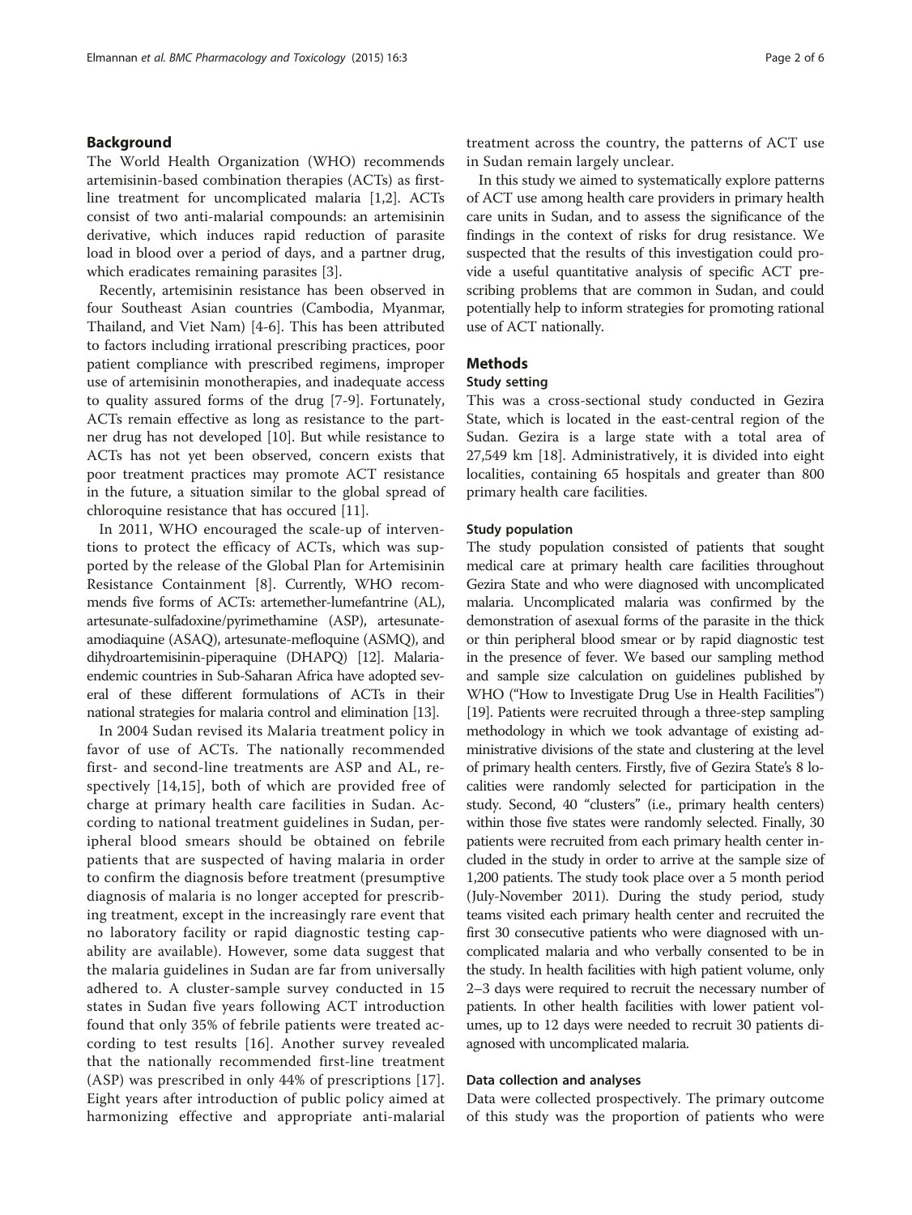## Background

The World Health Organization (WHO) recommends artemisinin-based combination therapies (ACTs) as first-line treatment for uncomplicated malaria [1,2]. ACTs consist of two anti-malarial compounds: an artemisinin derivative, which induces rapid reduction of parasite load in blood over a period of days, and a partner drug, which eradicates remaining parasites [3].

Recently, artemisinin resistance has been observed in four Southeast Asian countries (Cambodia, Myanmar, Thailand, and Viet Nam) [4-6]. This has been attributed to factors including irrational prescribing practices, poor patient compliance with prescribed regimens, improper use of artemisinin monotherapies, and inadequate access to quality assured forms of the drug [7-9]. Fortunately, ACTs remain effective as long as resistance to the partner drug has not developed [10]. But while resistance to ACTs has not yet been observed, concern exists that poor treatment practices may promote ACT resistance in the future, a situation similar to the global spread of chloroquine resistance that has occured [11].

In 2011, WHO encouraged the scale-up of interventions to protect the efficacy of ACTs, which was supported by the release of the Global Plan for Artemisinin Resistance Containment [8]. Currently, WHO recommends five forms of ACTs: artemether-lumefantrine (AL), artesunate-sulfadoxine/pyrimethamine (ASP), artesunate-amodiaquine (ASAQ), artesunate-mefloquine (ASMQ), and dihydroartemisinin-piperaquine (DHAPQ) [12]. Malaria-endemic countries in Sub-Saharan Africa have adopted several of these different formulations of ACTs in their national strategies for malaria control and elimination [13].

In 2004 Sudan revised its Malaria treatment policy in favor of use of ACTs. The nationally recommended first- and second-line treatments are ASP and AL, respectively [14,15], both of which are provided free of charge at primary health care facilities in Sudan. According to national treatment guidelines in Sudan, peripheral blood smears should be obtained on febrile patients that are suspected of having malaria in order to confirm the diagnosis before treatment (presumptive diagnosis of malaria is no longer accepted for prescribing treatment, except in the increasingly rare event that no laboratory facility or rapid diagnostic testing capability are available). However, some data suggest that the malaria guidelines in Sudan are far from universally adhered to. A cluster-sample survey conducted in 15 states in Sudan five years following ACT introduction found that only 35% of febrile patients were treated according to test results [16]. Another survey revealed that the nationally recommended first-line treatment (ASP) was prescribed in only 44% of prescriptions [17]. Eight years after introduction of public policy aimed at harmonizing effective and appropriate anti-malarial treatment across the country, the patterns of ACT use in Sudan remain largely unclear.

In this study we aimed to systematically explore patterns of ACT use among health care providers in primary health care units in Sudan, and to assess the significance of the findings in the context of risks for drug resistance. We suspected that the results of this investigation could provide a useful quantitative analysis of specific ACT prescribing problems that are common in Sudan, and could potentially help to inform strategies for promoting rational use of ACT nationally.

## Methods

### Study setting

This was a cross-sectional study conducted in Gezira State, which is located in the east-central region of the Sudan. Gezira is a large state with a total area of 27,549 km [18]. Administratively, it is divided into eight localities, containing 65 hospitals and greater than 800 primary health care facilities.

### Study population

The study population consisted of patients that sought medical care at primary health care facilities throughout Gezira State and who were diagnosed with uncomplicated malaria. Uncomplicated malaria was confirmed by the demonstration of asexual forms of the parasite in the thick or thin peripheral blood smear or by rapid diagnostic test in the presence of fever. We based our sampling method and sample size calculation on guidelines published by WHO ("How to Investigate Drug Use in Health Facilities") [19]. Patients were recruited through a three-step sampling methodology in which we took advantage of existing administrative divisions of the state and clustering at the level of primary health centers. Firstly, five of Gezira State's 8 localities were randomly selected for participation in the study. Second, 40 "clusters" (i.e., primary health centers) within those five states were randomly selected. Finally, 30 patients were recruited from each primary health center included in the study in order to arrive at the sample size of 1,200 patients. The study took place over a 5 month period (July-November 2011). During the study period, study teams visited each primary health center and recruited the first 30 consecutive patients who were diagnosed with uncomplicated malaria and who verbally consented to be in the study. In health facilities with high patient volume, only 2–3 days were required to recruit the necessary number of patients. In other health facilities with lower patient volumes, up to 12 days were needed to recruit 30 patients diagnosed with uncomplicated malaria.

### Data collection and analyses

Data were collected prospectively. The primary outcome of this study was the proportion of patients who were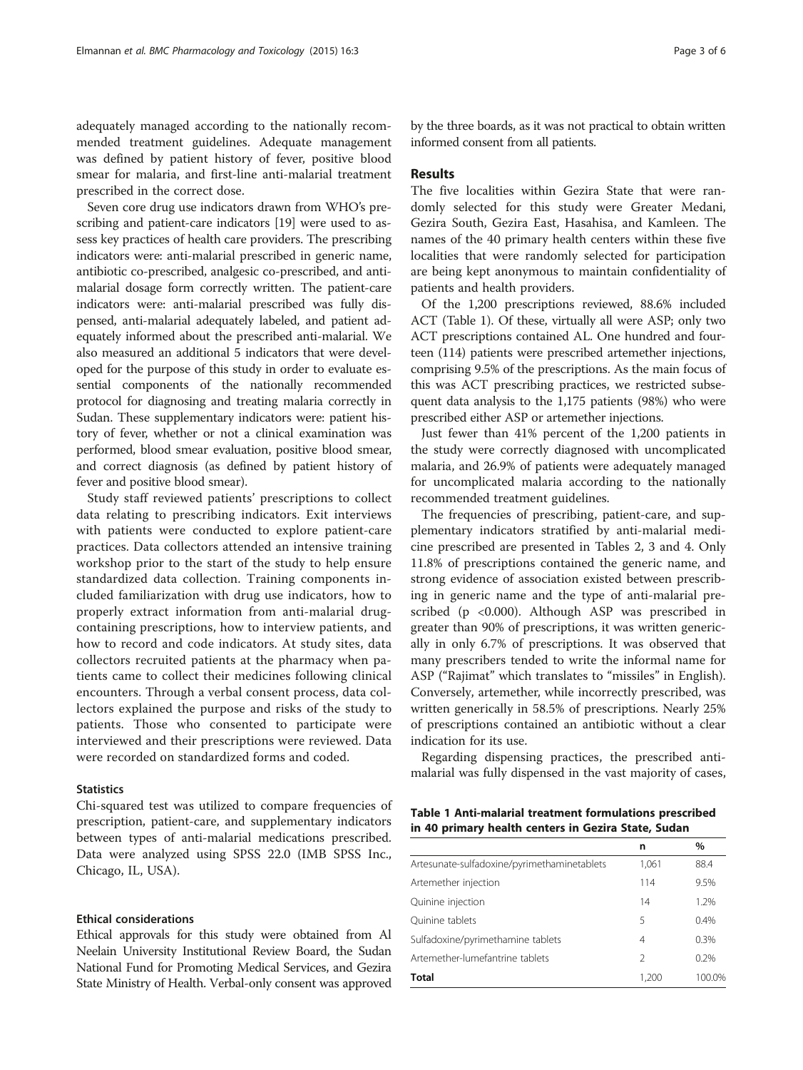adequately managed according to the nationally recommended treatment guidelines. Adequate management was defined by patient history of fever, positive blood smear for malaria, and first-line anti-malarial treatment prescribed in the correct dose.

Seven core drug use indicators drawn from WHO's prescribing and patient-care indicators [19] were used to assess key practices of health care providers. The prescribing indicators were: anti-malarial prescribed in generic name, antibiotic co-prescribed, analgesic co-prescribed, and anti-malarial dosage form correctly written. The patient-care indicators were: anti-malarial prescribed was fully dispensed, anti-malarial adequately labeled, and patient adequately informed about the prescribed anti-malarial. We also measured an additional 5 indicators that were developed for the purpose of this study in order to evaluate essential components of the nationally recommended protocol for diagnosing and treating malaria correctly in Sudan. These supplementary indicators were: patient history of fever, whether or not a clinical examination was performed, blood smear evaluation, positive blood smear, and correct diagnosis (as defined by patient history of fever and positive blood smear).

Study staff reviewed patients' prescriptions to collect data relating to prescribing indicators. Exit interviews with patients were conducted to explore patient-care practices. Data collectors attended an intensive training workshop prior to the start of the study to help ensure standardized data collection. Training components included familiarization with drug use indicators, how to properly extract information from anti-malarial drug-containing prescriptions, how to interview patients, and how to record and code indicators. At study sites, data collectors recruited patients at the pharmacy when patients came to collect their medicines following clinical encounters. Through a verbal consent process, data collectors explained the purpose and risks of the study to patients. Those who consented to participate were interviewed and their prescriptions were reviewed. Data were recorded on standardized forms and coded.

### Statistics

Chi-squared test was utilized to compare frequencies of prescription, patient-care, and supplementary indicators between types of anti-malarial medications prescribed. Data were analyzed using SPSS 22.0 (IMB SPSS Inc., Chicago, IL, USA).

### Ethical considerations

Ethical approvals for this study were obtained from Al Neelain University Institutional Review Board, the Sudan National Fund for Promoting Medical Services, and Gezira State Ministry of Health. Verbal-only consent was approved by the three boards, as it was not practical to obtain written informed consent from all patients.

## Results

The five localities within Gezira State that were randomly selected for this study were Greater Medani, Gezira South, Gezira East, Hasahisa, and Kamleen. The names of the 40 primary health centers within these five localities that were randomly selected for participation are being kept anonymous to maintain confidentiality of patients and health providers.

Of the 1,200 prescriptions reviewed, 88.6% included ACT (Table 1). Of these, virtually all were ASP; only two ACT prescriptions contained AL. One hundred and fourteen (114) patients were prescribed artemether injections, comprising 9.5% of the prescriptions. As the main focus of this was ACT prescribing practices, we restricted subsequent data analysis to the 1,175 patients (98%) who were prescribed either ASP or artemether injections.

Just fewer than 41% percent of the 1,200 patients in the study were correctly diagnosed with uncomplicated malaria, and 26.9% of patients were adequately managed for uncomplicated malaria according to the nationally recommended treatment guidelines.

The frequencies of prescribing, patient-care, and supplementary indicators stratified by anti-malarial medicine prescribed are presented in Tables 2, 3 and 4. Only 11.8% of prescriptions contained the generic name, and strong evidence of association existed between prescribing in generic name and the type of anti-malarial prescribed ($p < 0.000$). Although ASP was prescribed in greater than 90% of prescriptions, it was written generically in only 6.7% of prescriptions. It was observed that many prescribers tended to write the informal name for ASP ("Rajimat" which translates to "missiles" in English). Conversely, artemether, while incorrectly prescribed, was written generically in 58.5% of prescriptions. Nearly 25% of prescriptions contained an antibiotic without a clear indication for its use.

Regarding dispensing practices, the prescribed anti-malarial was fully dispensed in the vast majority of cases,

**Table 1 Anti-malarial treatment formulations prescribed in 40 primary health centers in Gezira State, Sudan**

| | n | % |
|---|---|---|
| Artesunate-sulfadoxine/pyrimethaminetablets | 1,061 | 88.4 |
| Artemether injection | 114 | 9.5% |
| Quinine injection | 14 | 1.2% |
| Quinine tablets | 5 | 0.4% |
| Sulfadoxine/pyrimethamine tablets | 4 | 0.3% |
| Artemether-lumefantrine tablets | 2 | 0.2% |
| **Total** | 1,200 | 100.0% |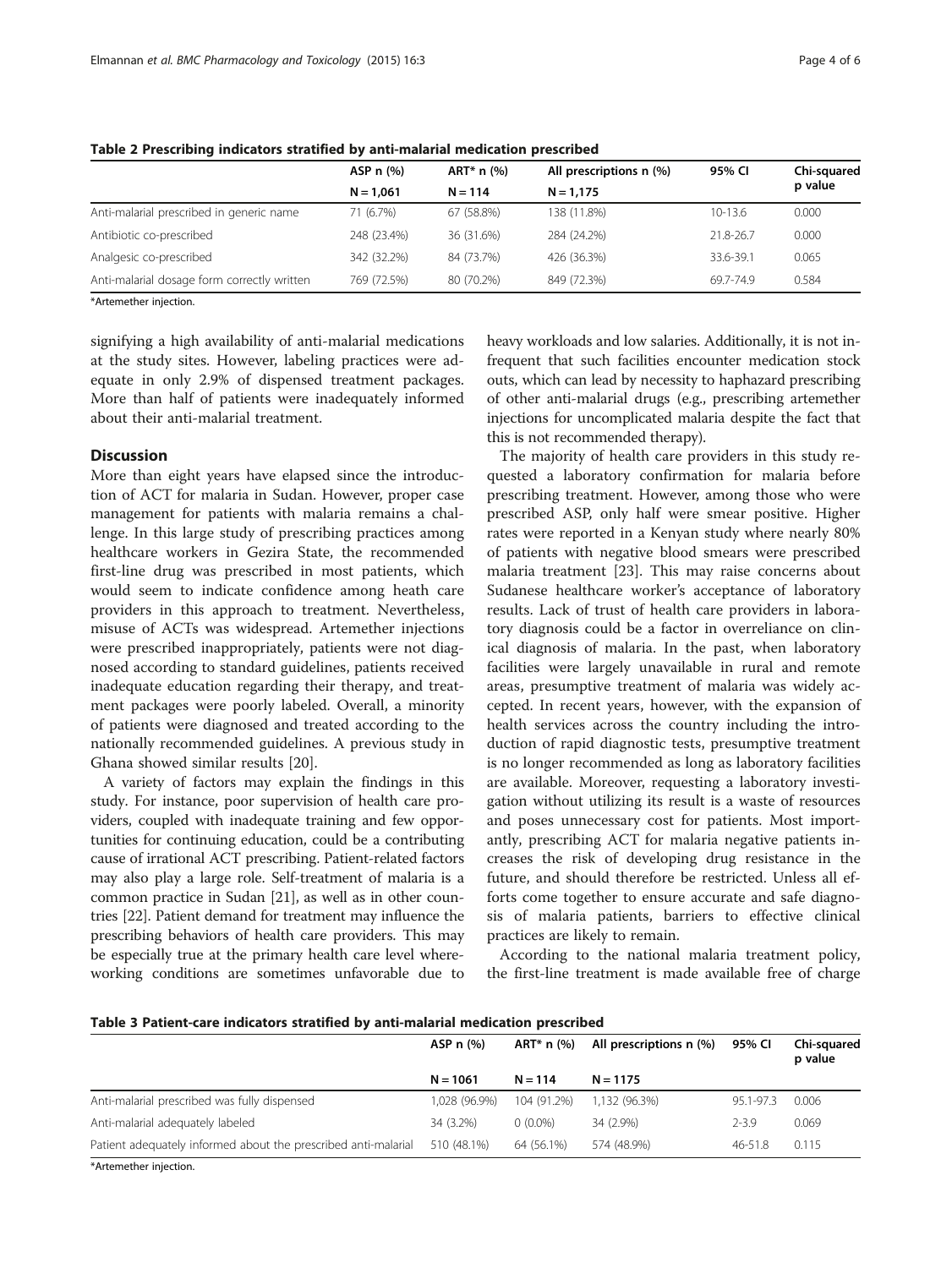**Table 2 Prescribing indicators stratified by anti-malarial medication prescribed**

| | ASP n (%) | ART* n (%) | All prescriptions n (%) | 95% CI | Chi-squared p value |
|---|---|---|---|---|---|
| | N = 1,061 | N = 114 | N = 1,175 | | |
| Anti-malarial prescribed in generic name | 71 (6.7%) | 67 (58.8%) | 138 (11.8%) | 10-13.6 | 0.000 |
| Antibiotic co-prescribed | 248 (23.4%) | 36 (31.6%) | 284 (24.2%) | 21.8-26.7 | 0.000 |
| Analgesic co-prescribed | 342 (32.2%) | 84 (73.7%) | 426 (36.3%) | 33.6-39.1 | 0.065 |
| Anti-malarial dosage form correctly written | 769 (72.5%) | 80 (70.2%) | 849 (72.3%) | 69.7-74.9 | 0.584 |

*Artemether injection.

signifying a high availability of anti-malarial medications at the study sites. However, labeling practices were adequate in only 2.9% of dispensed treatment packages. More than half of patients were inadequately informed about their anti-malarial treatment.

## Discussion

More than eight years have elapsed since the introduction of ACT for malaria in Sudan. However, proper case management for patients with malaria remains a challenge. In this large study of prescribing practices among healthcare workers in Gezira State, the recommended first-line drug was prescribed in most patients, which would seem to indicate confidence among heath care providers in this approach to treatment. Nevertheless, misuse of ACTs was widespread. Artemether injections were prescribed inappropriately, patients were not diagnosed according to standard guidelines, patients received inadequate education regarding their therapy, and treatment packages were poorly labeled. Overall, a minority of patients were diagnosed and treated according to the nationally recommended guidelines. A previous study in Ghana showed similar results [20].

A variety of factors may explain the findings in this study. For instance, poor supervision of health care providers, coupled with inadequate training and few opportunities for continuing education, could be a contributing cause of irrational ACT prescribing. Patient-related factors may also play a large role. Self-treatment of malaria is a common practice in Sudan [21], as well as in other countries [22]. Patient demand for treatment may influence the prescribing behaviors of health care providers. This may be especially true at the primary health care level whereworking conditions are sometimes unfavorable due to heavy workloads and low salaries. Additionally, it is not infrequent that such facilities encounter medication stock outs, which can lead by necessity to haphazard prescribing of other anti-malarial drugs (e.g., prescribing artemether injections for uncomplicated malaria despite the fact that this is not recommended therapy).

The majority of health care providers in this study requested a laboratory confirmation for malaria before prescribing treatment. However, among those who were prescribed ASP, only half were smear positive. Higher rates were reported in a Kenyan study where nearly 80% of patients with negative blood smears were prescribed malaria treatment [23]. This may raise concerns about Sudanese healthcare worker's acceptance of laboratory results. Lack of trust of health care providers in laboratory diagnosis could be a factor in overreliance on clinical diagnosis of malaria. In the past, when laboratory facilities were largely unavailable in rural and remote areas, presumptive treatment of malaria was widely accepted. In recent years, however, with the expansion of health services across the country including the introduction of rapid diagnostic tests, presumptive treatment is no longer recommended as long as laboratory facilities are available. Moreover, requesting a laboratory investigation without utilizing its result is a waste of resources and poses unnecessary cost for patients. Most importantly, prescribing ACT for malaria negative patients increases the risk of developing drug resistance in the future, and should therefore be restricted. Unless all efforts come together to ensure accurate and safe diagnosis of malaria patients, barriers to effective clinical practices are likely to remain.

According to the national malaria treatment policy, the first-line treatment is made available free of charge

**Table 3 Patient-care indicators stratified by anti-malarial medication prescribed**

| | ASP n (%) | ART* n (%) | All prescriptions n (%) | 95% CI | Chi-squared p value |
|---|---|---|---|---|---|
| | N = 1061 | N = 114 | N = 1175 | | |
| Anti-malarial prescribed was fully dispensed | 1,028 (96.9%) | 104 (91.2%) | 1,132 (96.3%) | 95.1-97.3 | 0.006 |
| Anti-malarial adequately labeled | 34 (3.2%) | 0 (0.0%) | 34 (2.9%) | 2-3.9 | 0.069 |
| Patient adequately informed about the prescribed anti-malarial | 510 (48.1%) | 64 (56.1%) | 574 (48.9%) | 46-51.8 | 0.115 |

*Artemether injection.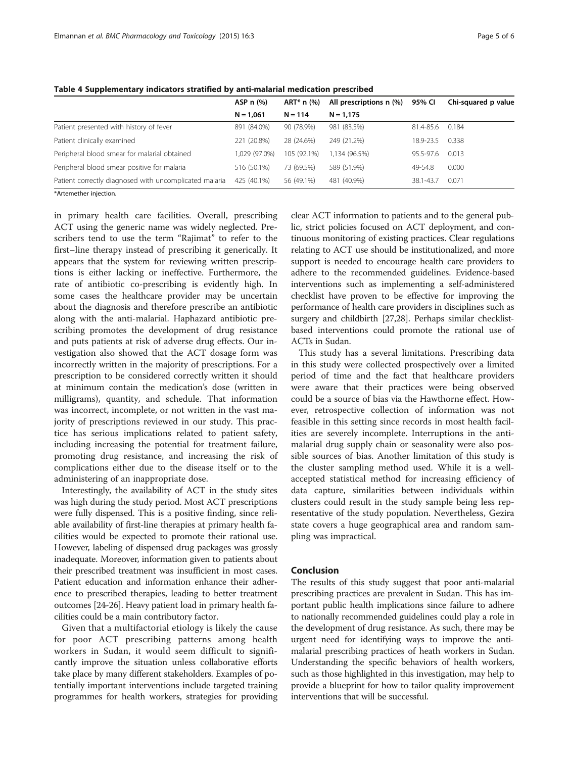**Table 4 Supplementary indicators stratified by anti-malarial medication prescribed**

| | ASP n (%) | ART* n (%) | All prescriptions n (%) | 95% CI | Chi-squared p value |
|---|---|---|---|---|---|
| | N = 1,061 | N = 114 | N = 1,175 | | |
| Patient presented with history of fever | 891 (84.0%) | 90 (78.9%) | 981 (83.5%) | 81.4-85.6 | 0.184 |
| Patient clinically examined | 221 (20.8%) | 28 (24.6%) | 249 (21.2%) | 18.9-23.5 | 0.338 |
| Peripheral blood smear for malarial obtained | 1,029 (97.0%) | 105 (92.1%) | 1,134 (96.5%) | 95.5-97.6 | 0.013 |
| Peripheral blood smear positive for malaria | 516 (50.1%) | 73 (69.5%) | 589 (51.9%) | 49-54.8 | 0.000 |
| Patient correctly diagnosed with uncomplicated malaria | 425 (40.1%) | 56 (49.1%) | 481 (40.9%) | 38.1-43.7 | 0.071 |

*Artemether injection.

in primary health care facilities. Overall, prescribing ACT using the generic name was widely neglected. Prescribers tend to use the term "Rajimat" to refer to the first–line therapy instead of prescribing it generically. It appears that the system for reviewing written prescriptions is either lacking or ineffective. Furthermore, the rate of antibiotic co-prescribing is evidently high. In some cases the healthcare provider may be uncertain about the diagnosis and therefore prescribe an antibiotic along with the anti-malarial. Haphazard antibiotic prescribing promotes the development of drug resistance and puts patients at risk of adverse drug effects. Our investigation also showed that the ACT dosage form was incorrectly written in the majority of prescriptions. For a prescription to be considered correctly written it should at minimum contain the medication's dose (written in milligrams), quantity, and schedule. That information was incorrect, incomplete, or not written in the vast majority of prescriptions reviewed in our study. This practice has serious implications related to patient safety, including increasing the potential for treatment failure, promoting drug resistance, and increasing the risk of complications either due to the disease itself or to the administering of an inappropriate dose.

Interestingly, the availability of ACT in the study sites was high during the study period. Most ACT prescriptions were fully dispensed. This is a positive finding, since reliable availability of first-line therapies at primary health facilities would be expected to promote their rational use. However, labeling of dispensed drug packages was grossly inadequate. Moreover, information given to patients about their prescribed treatment was insufficient in most cases. Patient education and information enhance their adherence to prescribed therapies, leading to better treatment outcomes [24-26]. Heavy patient load in primary health facilities could be a main contributory factor.

Given that a multifactorial etiology is likely the cause for poor ACT prescribing patterns among health workers in Sudan, it would seem difficult to significantly improve the situation unless collaborative efforts take place by many different stakeholders. Examples of potentially important interventions include targeted training programmes for health workers, strategies for providing clear ACT information to patients and to the general public, strict policies focused on ACT deployment, and continuous monitoring of existing practices. Clear regulations relating to ACT use should be institutionalized, and more support is needed to encourage health care providers to adhere to the recommended guidelines. Evidence-based interventions such as implementing a self-administered checklist have proven to be effective for improving the performance of health care providers in disciplines such as surgery and childbirth [27,28]. Perhaps similar checklist-based interventions could promote the rational use of ACTs in Sudan.

This study has a several limitations. Prescribing data in this study were collected prospectively over a limited period of time and the fact that healthcare providers were aware that their practices were being observed could be a source of bias via the Hawthorne effect. However, retrospective collection of information was not feasible in this setting since records in most health facilities are severely incomplete. Interruptions in the anti-malarial drug supply chain or seasonality were also possible sources of bias. Another limitation of this study is the cluster sampling method used. While it is a well-accepted statistical method for increasing efficiency of data capture, similarities between individuals within clusters could result in the study sample being less representative of the study population. Nevertheless, Gezira state covers a huge geographical area and random sampling was impractical.

## Conclusion

The results of this study suggest that poor anti-malarial prescribing practices are prevalent in Sudan. This has important public health implications since failure to adhere to nationally recommended guidelines could play a role in the development of drug resistance. As such, there may be urgent need for identifying ways to improve the anti-malarial prescribing practices of heath workers in Sudan. Understanding the specific behaviors of health workers, such as those highlighted in this investigation, may help to provide a blueprint for how to tailor quality improvement interventions that will be successful.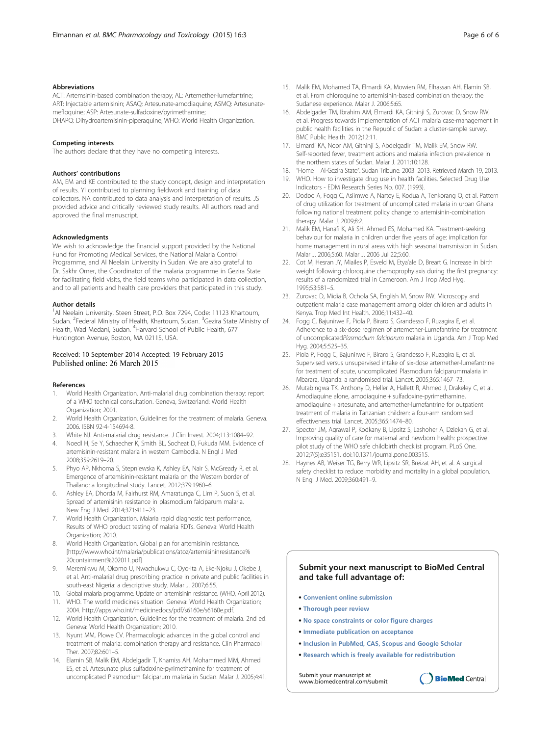### Abbreviations

ACT: Artemsinin-based combination therapy; AL: Artemether-lumefantrine; ART: Injectable artemisinin; ASAQ: Artesunate-amodiaquine; ASMQ: Artesunate-mefloquine; ASP: Artesunate-sulfadoxine/pyrimethamine; DHAPQ: Dihydroartemisinin-piperaquine; WHO: World Health Organization.

### Competing interests

The authors declare that they have no competing interests.

### Authors' contributions

AM, EM and KE contributed to the study concept, design and interpretation of results. YI contributed to planning fieldwork and training of data collectors. NA contributed to data analysis and interpretation of results. JS provided advice and critically reviewed study results. All authors read and approved the final manuscript.

### Acknowledgments

We wish to acknowledge the financial support provided by the National Fund for Promoting Medical Services, the National Malaria Control Programme, and Al Neelain University in Sudan. We are also grateful to Dr. Sakhr Omer, the Coordinator of the malaria programme in Gezira State for facilitating field visits, the field teams who participated in data collection, and to all patients and health care providers that participated in this study.

### Author details

[1]Al Neelain University, Steen Street, P.O. Box 7294, Code: 11123 Khartoum, Sudan. [2]Federal Ministry of Health, Khartoum, Sudan. [3]Gezira State Ministry of Health, Wad Medani, Sudan. [4]Harvard School of Public Health, 677 Huntington Avenue, Boston, MA 02115, USA.

Received: 10 September 2014 Accepted: 19 February 2015
Published online: 26 March 2015

### References

1. World Health Organization. Anti-malarial drug combination therapy: report of a WHO technical consultation. Geneva, Switzerland: World Health Organization; 2001.
2. World Health Organization. Guidelines for the treatment of malaria. Geneva. 2006. ISBN 92-4-154694-8.
3. White NJ. Anti-malarial drug resistance. J Clin Invest. 2004;113:1084–92.
4. Noedl H, Se Y, Schaecher K, Smith BL, Socheat D, Fukuda MM. Evidence of artemisinin-resistant malaria in western Cambodia. N Engl J Med. 2008;359:2619–20.
5. Phyo AP, Nkhoma S, Stepniewska K, Ashley EA, Nair S, McGready R, et al. Emergence of artemisinin-resistant malaria on the Western border of Thailand: a longitudinal study. Lancet. 2012;379:1960–6.
6. Ashley EA, Dhorda M, Fairhurst RM, Amaratunga C, Lim P, Suon S, et al. Spread of artemisinin resistance in plasmodium falciparum malaria. New Eng J Med. 2014;371:411–23.
7. World Health Organization. Malaria rapid diagnostic test performance, Results of WHO product testing of malaria RDTs. Geneva: World Health Organization; 2010.
8. World Health Organization. Global plan for artemisinin resistance. [http://www.who.int/malaria/publications/atoz/artemisininresistance%20containment%202011.pdf]
9. Meremikwu M, Okomo U, Nwachukwu C, Oyo-Ita A, Eke-Njoku J, Okebe J, et al. Anti-malarial drug prescribing practice in private and public facilities in south-east Nigeria: a descriptive study. Malar J. 2007;6:55.
10. Global malaria programme. Update on artemisinin resistance. (WHO, April 2012).
11. WHO. The world medicines situation. Geneva: World Health Organization; 2004. http://apps.who.int/medicinedocs/pdf/s6160e/s6160e.pdf.
12. World Health Organization. Guidelines for the treatment of malaria. 2nd ed. Geneva: World Health Organization; 2010.
13. Nyunt MM, Plowe CV. Pharmacologic advances in the global control and treatment of malaria: combination therapy and resistance. Clin Pharmacol Ther. 2007;82:601–5.
14. Elamin SB, Malik EM, Abdelgadir T, Khamiss AH, Mohammed MM, Ahmed ES, et al. Artesunate plus sulfadoxine-pyrimethamine for treatment of uncomplicated Plasmodium falciparum malaria in Sudan. Malar J. 2005;4:41.
15. Malik EM, Mohamed TA, Elmardi KA, Mowien RM, Elhassan AH, Elamin SB, et al. From chloroquine to artemisinin-based combination therapy: the Sudanese experience. Malar J. 2006;5:65.
16. Abdelgader TM, Ibrahim AM, Elmardi KA, Githinji S, Zurovac D, Snow RW, et al. Progress towards implementation of ACT malaria case-management in public health facilities in the Republic of Sudan: a cluster-sample survey. BMC Public Health. 2012;12:11.
17. Elmardi KA, Noor AM, Githinji S, Abdelgadir TM, Malik EM, Snow RW. Self-reported fever, treatment actions and malaria infection prevalence in the northern states of Sudan. Malar J. 2011;10:128.
18. "Home – Al-Gezira State". Sudan Tribune. 2003–2013. Retrieved March 19, 2013.
19. WHO. How to investigate drug use in health facilities. Selected Drug Use Indicators - EDM Research Series No. 007. (1993).
20. Dodoo A, Fogg C, Asiimwe A, Nartey E, Kodua A, Tenkorang O, et al. Pattern of drug utilization for treatment of uncomplicated malaria in urban Ghana following national treatment policy change to artemisinin-combination therapy. Malar J. 2009;8:2.
21. Malik EM, Hanafi K, Ali SH, Ahmed ES, Mohamed KA. Treatment-seeking behaviour for malaria in children under five years of age: implication for home management in rural areas with high seasonal transmission in Sudan. Malar J. 2006;5:60. Malar J. 2006 Jul 22;5:60.
22. Cot M, Hesran JY, Miailes P, Esveld M, Etya'ale D, Breart G. Increase in birth weight following chloroquine chemoprophylaxis during the first pregnancy: results of a randomized trial in Cameroon. Am J Trop Med Hyg. 1995;53:581–5.
23. Zurovac D, Midia B, Ochola SA, English M, Snow RW. Microscopy and outpatient malaria case management among older children and adults in Kenya. Trop Med Int Health. 2006;11:432–40.
24. Fogg C, Bajunirwe F, Piola P, Biraro S, Grandesso F, Ruzagira E, et al. Adherence to a six-dose regimen of artemether-Lumefantrine for treatment of uncomplicated*Plasmodium falciparum* malaria in Uganda. Am J Trop Med Hyg. 2004;5:525–35.
25. Piola P, Fogg C, Bajunirwe F, Biraro S, Grandesso F, Ruzagira E, et al. Supervised versus unsupervised intake of six-dose artemether-lumefantrine for treatment of acute, uncomplicated Plasmodium falciparummalaria in Mbarara, Uganda: a randomised trial. Lancet. 2005;365:1467–73.
26. Mutabingwa TK, Anthony D, Heller A, Hallett R, Ahmed J, Drakeley C, et al. Amodiaquine alone, amodiaquine + sulfadoxine-pyrimethamine, amodiaquine + artesunate, and artemether-lumefantrine for outpatient treatment of malaria in Tanzanian children: a four-arm randomised effectiveness trial. Lancet. 2005;365:1474–80.
27. Spector JM, Agrawal P, Kodkany B, Lipsitz S, Lashoher A, Dziekan G, et al. Improving quality of care for maternal and newborn health: prospective pilot study of the WHO safe childbirth checklist program. PLoS One. 2012;7(5):e35151. doi:10.1371/journal.pone.003515.
28. Haynes AB, Weiser TG, Berry WR, Lipsitz SR, Breizat AH, et al. A surgical safety checklist to reduce morbidity and mortality in a global population. N Engl J Med. 2009;360:491–9.

**Submit your next manuscript to BioMed Central and take full advantage of:**

- Convenient online submission
- Thorough peer review
- No space constraints or color figure charges
- Immediate publication on acceptance
- Inclusion in PubMed, CAS, Scopus and Google Scholar
- Research which is freely available for redistribution

Submit your manuscript at www.biomedcentral.com/submit

BioMed Central